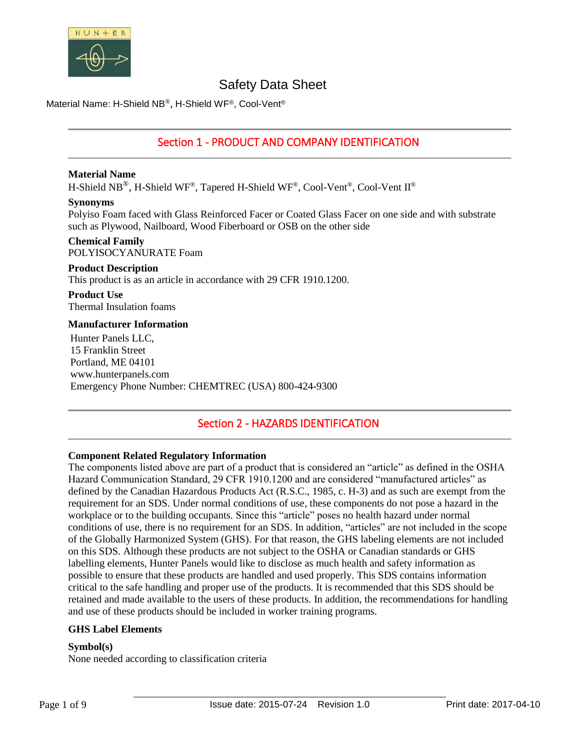# Safety Data Sheet

Material Name: H-Shield NB®, H-Shield WF®, Cool-Vent®

## Section 1 - PRODUCT AND COMPANY IDENTIFICATION

**Material Name**
H-Shield NB®, H-Shield WF®, Tapered H-Shield WF®, Cool-Vent®, Cool-Vent II®

**Synonyms**
Polyiso Foam faced with Glass Reinforced Facer or Coated Glass Facer on one side and with substrate such as Plywood, Nailboard, Wood Fiberboard or OSB on the other side

**Chemical Family**
POLYISOCYANURATE Foam

**Product Description**
This product is as an article in accordance with 29 CFR 1910.1200.

**Product Use**
Thermal Insulation foams

**Manufacturer Information**
Hunter Panels LLC,
15 Franklin Street
Portland, ME 04101
www.hunterpanels.com
Emergency Phone Number: CHEMTREC (USA) 800-424-9300

## Section 2 - HAZARDS IDENTIFICATION

**Component Related Regulatory Information**
The components listed above are part of a product that is considered an "article" as defined in the OSHA Hazard Communication Standard, 29 CFR 1910.1200 and are considered "manufactured articles" as defined by the Canadian Hazardous Products Act (R.S.C., 1985, c. H-3) and as such are exempt from the requirement for an SDS. Under normal conditions of use, these components do not pose a hazard in the workplace or to the building occupants. Since this "article" poses no health hazard under normal conditions of use, there is no requirement for an SDS. In addition, "articles" are not included in the scope of the Globally Harmonized System (GHS). For that reason, the GHS labeling elements are not included on this SDS. Although these products are not subject to the OSHA or Canadian standards or GHS labelling elements, Hunter Panels would like to disclose as much health and safety information as possible to ensure that these products are handled and used properly. This SDS contains information critical to the safe handling and proper use of the products. It is recommended that this SDS should be retained and made available to the users of these products. In addition, the recommendations for handling and use of these products should be included in worker training programs.

**GHS Label Elements**

**Symbol(s)**
None needed according to classification criteria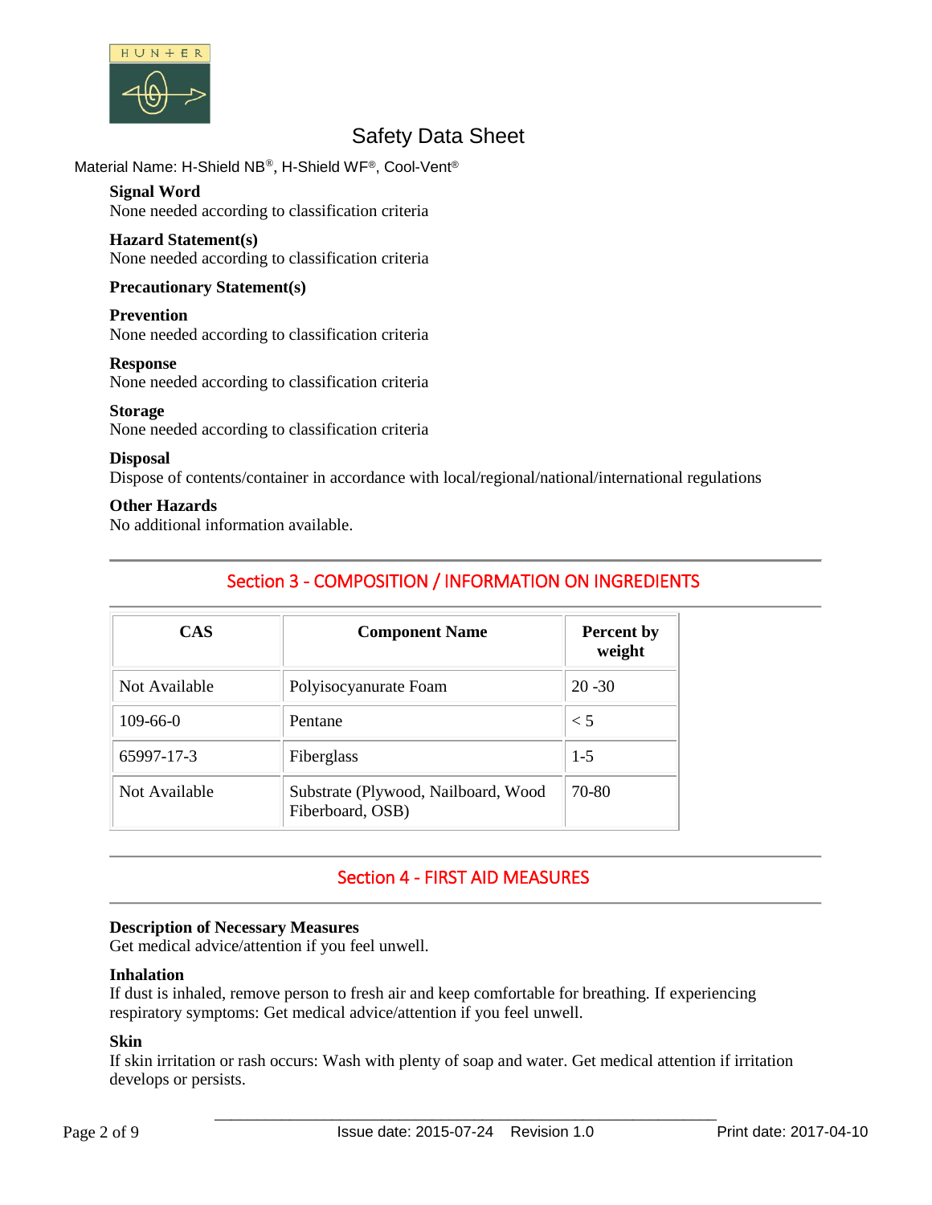# Safety Data Sheet

Material Name: H-Shield NB®, H-Shield WF®, Cool-Vent®

**Signal Word**
None needed according to classification criteria

**Hazard Statement(s)**
None needed according to classification criteria

**Precautionary Statement(s)**

**Prevention**
None needed according to classification criteria

**Response**
None needed according to classification criteria

**Storage**
None needed according to classification criteria

**Disposal**
Dispose of contents/container in accordance with local/regional/national/international regulations

**Other Hazards**
No additional information available.

## Section 3 - COMPOSITION / INFORMATION ON INGREDIENTS

| CAS | Component Name | Percent by weight |
|---|---|---|
| Not Available | Polyisocyanurate Foam | 20 -30 |
| 109-66-0 | Pentane | < 5 |
| 65997-17-3 | Fiberglass | 1-5 |
| Not Available | Substrate (Plywood, Nailboard, Wood Fiberboard, OSB) | 70-80 |

## Section 4 - FIRST AID MEASURES

**Description of Necessary Measures**
Get medical advice/attention if you feel unwell.

**Inhalation**
If dust is inhaled, remove person to fresh air and keep comfortable for breathing. If experiencing respiratory symptoms: Get medical advice/attention if you feel unwell.

**Skin**
If skin irritation or rash occurs: Wash with plenty of soap and water. Get medical attention if irritation develops or persists.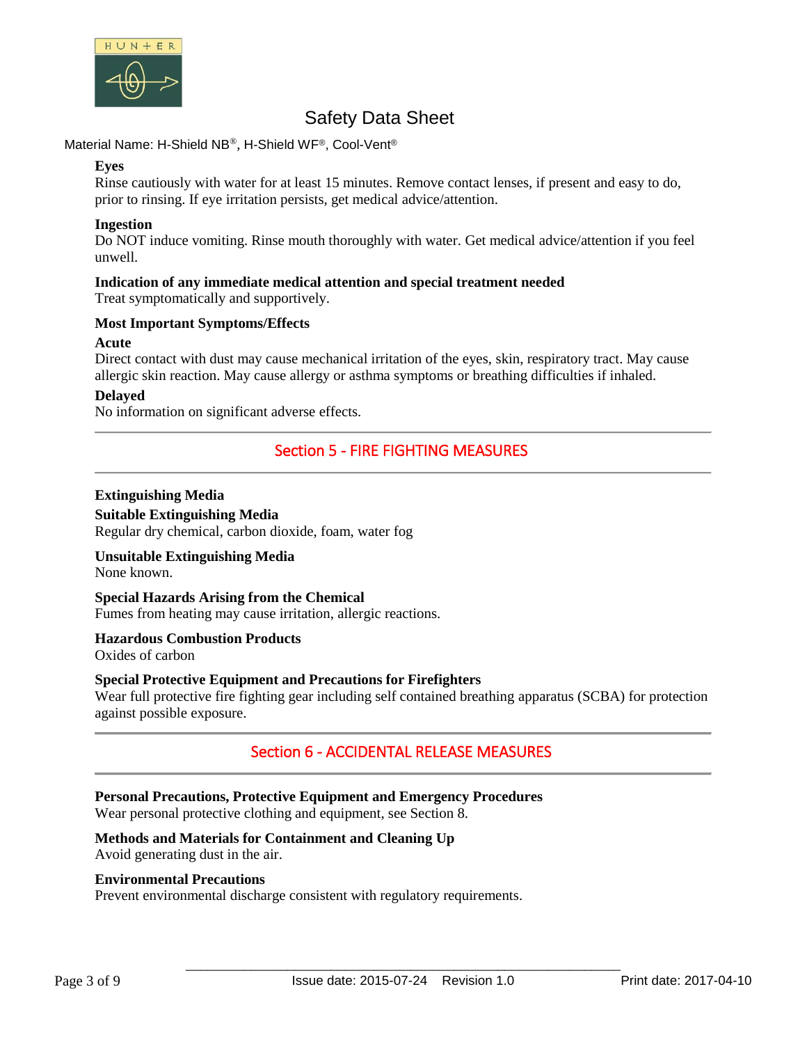**Eyes**

Rinse cautiously with water for at least 15 minutes. Remove contact lenses, if present and easy to do, prior to rinsing. If eye irritation persists, get medical advice/attention.

**Ingestion**

Do NOT induce vomiting. Rinse mouth thoroughly with water. Get medical advice/attention if you feel unwell.

**Indication of any immediate medical attention and special treatment needed**

Treat symptomatically and supportively.

**Most Important Symptoms/Effects**

**Acute**

Direct contact with dust may cause mechanical irritation of the eyes, skin, respiratory tract. May cause allergic skin reaction. May cause allergy or asthma symptoms or breathing difficulties if inhaled.

**Delayed**

No information on significant adverse effects.

## Section 5 - FIRE FIGHTING MEASURES

**Extinguishing Media**

**Suitable Extinguishing Media**

Regular dry chemical, carbon dioxide, foam, water fog

**Unsuitable Extinguishing Media**

None known.

**Special Hazards Arising from the Chemical**

Fumes from heating may cause irritation, allergic reactions.

**Hazardous Combustion Products**

Oxides of carbon

**Special Protective Equipment and Precautions for Firefighters**

Wear full protective fire fighting gear including self contained breathing apparatus (SCBA) for protection against possible exposure.

## Section 6 - ACCIDENTAL RELEASE MEASURES

**Personal Precautions, Protective Equipment and Emergency Procedures**

Wear personal protective clothing and equipment, see Section 8.

**Methods and Materials for Containment and Cleaning Up**

Avoid generating dust in the air.

**Environmental Precautions**

Prevent environmental discharge consistent with regulatory requirements.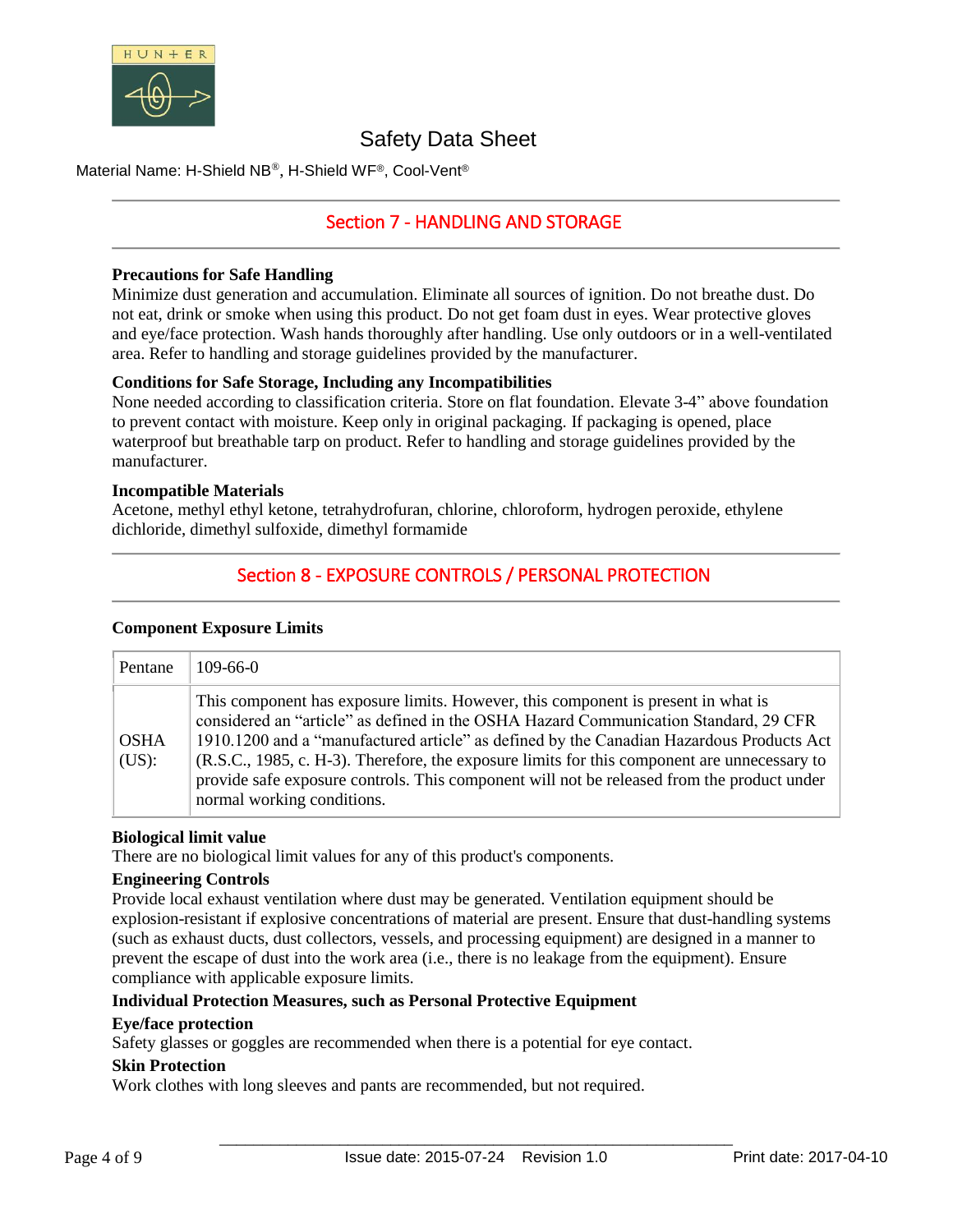## Section 7 - HANDLING AND STORAGE

**Precautions for Safe Handling**

Minimize dust generation and accumulation. Eliminate all sources of ignition. Do not breathe dust. Do not eat, drink or smoke when using this product. Do not get foam dust in eyes. Wear protective gloves and eye/face protection. Wash hands thoroughly after handling. Use only outdoors or in a well-ventilated area. Refer to handling and storage guidelines provided by the manufacturer.

**Conditions for Safe Storage, Including any Incompatibilities**

None needed according to classification criteria. Store on flat foundation. Elevate 3-4" above foundation to prevent contact with moisture. Keep only in original packaging. If packaging is opened, place waterproof but breathable tarp on product. Refer to handling and storage guidelines provided by the manufacturer.

**Incompatible Materials**

Acetone, methyl ethyl ketone, tetrahydrofuran, chlorine, chloroform, hydrogen peroxide, ethylene dichloride, dimethyl sulfoxide, dimethyl formamide

## Section 8 - EXPOSURE CONTROLS / PERSONAL PROTECTION

**Component Exposure Limits**

| Pentane | 109-66-0 |
|---|---|
| OSHA (US): | This component has exposure limits. However, this component is present in what is considered an "article" as defined in the OSHA Hazard Communication Standard, 29 CFR 1910.1200 and a "manufactured article" as defined by the Canadian Hazardous Products Act (R.S.C., 1985, c. H-3). Therefore, the exposure limits for this component are unnecessary to provide safe exposure controls. This component will not be released from the product under normal working conditions. |

**Biological limit value**

There are no biological limit values for any of this product's components.

**Engineering Controls**

Provide local exhaust ventilation where dust may be generated. Ventilation equipment should be explosion-resistant if explosive concentrations of material are present. Ensure that dust-handling systems (such as exhaust ducts, dust collectors, vessels, and processing equipment) are designed in a manner to prevent the escape of dust into the work area (i.e., there is no leakage from the equipment). Ensure compliance with applicable exposure limits.

**Individual Protection Measures, such as Personal Protective Equipment**

**Eye/face protection**

Safety glasses or goggles are recommended when there is a potential for eye contact.

**Skin Protection**

Work clothes with long sleeves and pants are recommended, but not required.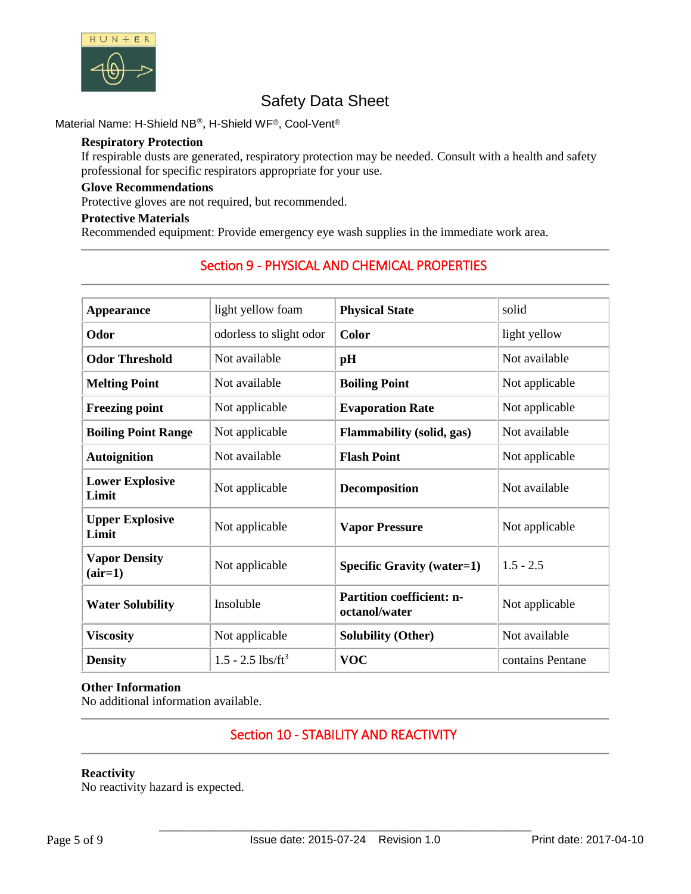Safety Data Sheet

Material Name: H-Shield NB®, H-Shield WF®, Cool-Vent®

**Respiratory Protection**
If respirable dusts are generated, respiratory protection may be needed. Consult with a health and safety professional for specific respirators appropriate for your use.

**Glove Recommendations**
Protective gloves are not required, but recommended.

**Protective Materials**
Recommended equipment: Provide emergency eye wash supplies in the immediate work area.

## Section 9 - PHYSICAL AND CHEMICAL PROPERTIES

| | | | |
|---|---|---|---|
| **Appearance** | light yellow foam | **Physical State** | solid |
| **Odor** | odorless to slight odor | **Color** | light yellow |
| **Odor Threshold** | Not available | **pH** | Not available |
| **Melting Point** | Not available | **Boiling Point** | Not applicable |
| **Freezing point** | Not applicable | **Evaporation Rate** | Not applicable |
| **Boiling Point Range** | Not applicable | **Flammability (solid, gas)** | Not available |
| **Autoignition** | Not available | **Flash Point** | Not applicable |
| **Lower Explosive Limit** | Not applicable | **Decomposition** | Not available |
| **Upper Explosive Limit** | Not applicable | **Vapor Pressure** | Not applicable |
| **Vapor Density (air=1)** | Not applicable | **Specific Gravity (water=1)** | 1.5 - 2.5 |
| **Water Solubility** | Insoluble | **Partition coefficient: n-octanol/water** | Not applicable |
| **Viscosity** | Not applicable | **Solubility (Other)** | Not available |
| **Density** | 1.5 - 2.5 lbs/ft$^3$ | **VOC** | contains Pentane |

**Other Information**
No additional information available.

## Section 10 - STABILITY AND REACTIVITY

**Reactivity**
No reactivity hazard is expected.

Issue date: 2015-07-24 Revision 1.0 Print date: 2017-04-10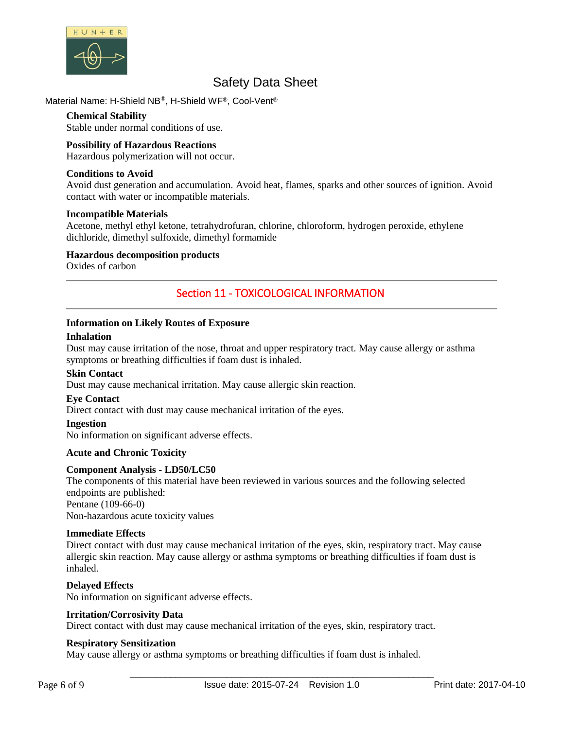**Chemical Stability**
Stable under normal conditions of use.

**Possibility of Hazardous Reactions**
Hazardous polymerization will not occur.

**Conditions to Avoid**
Avoid dust generation and accumulation. Avoid heat, flames, sparks and other sources of ignition. Avoid contact with water or incompatible materials.

**Incompatible Materials**
Acetone, methyl ethyl ketone, tetrahydrofuran, chlorine, chloroform, hydrogen peroxide, ethylene dichloride, dimethyl sulfoxide, dimethyl formamide

**Hazardous decomposition products**
Oxides of carbon

## Section 11 - TOXICOLOGICAL INFORMATION

**Information on Likely Routes of Exposure**

**Inhalation**
Dust may cause irritation of the nose, throat and upper respiratory tract. May cause allergy or asthma symptoms or breathing difficulties if foam dust is inhaled.

**Skin Contact**
Dust may cause mechanical irritation. May cause allergic skin reaction.

**Eye Contact**
Direct contact with dust may cause mechanical irritation of the eyes.

**Ingestion**
No information on significant adverse effects.

**Acute and Chronic Toxicity**

**Component Analysis - LD50/LC50**
The components of this material have been reviewed in various sources and the following selected endpoints are published:
Pentane (109-66-0)
Non-hazardous acute toxicity values

**Immediate Effects**
Direct contact with dust may cause mechanical irritation of the eyes, skin, respiratory tract. May cause allergic skin reaction. May cause allergy or asthma symptoms or breathing difficulties if foam dust is inhaled.

**Delayed Effects**
No information on significant adverse effects.

**Irritation/Corrosivity Data**
Direct contact with dust may cause mechanical irritation of the eyes, skin, respiratory tract.

**Respiratory Sensitization**
May cause allergy or asthma symptoms or breathing difficulties if foam dust is inhaled.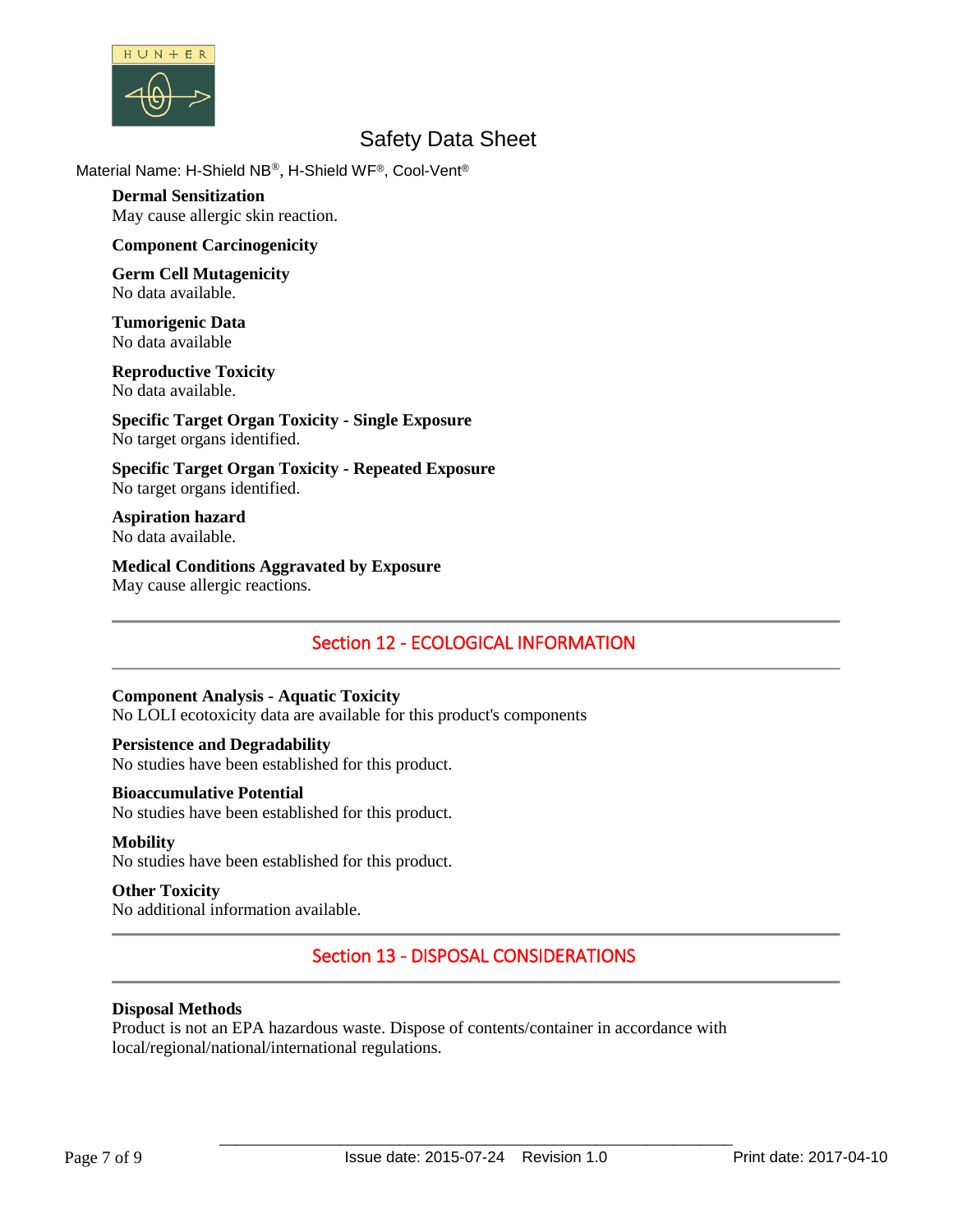**Dermal Sensitization**
May cause allergic skin reaction.

**Component Carcinogenicity**

**Germ Cell Mutagenicity**
No data available.

**Tumorigenic Data**
No data available

**Reproductive Toxicity**
No data available.

**Specific Target Organ Toxicity - Single Exposure**
No target organs identified.

**Specific Target Organ Toxicity - Repeated Exposure**
No target organs identified.

**Aspiration hazard**
No data available.

**Medical Conditions Aggravated by Exposure**
May cause allergic reactions.

## Section 12 - ECOLOGICAL INFORMATION

**Component Analysis - Aquatic Toxicity**
No LOLI ecotoxicity data are available for this product's components

**Persistence and Degradability**
No studies have been established for this product.

**Bioaccumulative Potential**
No studies have been established for this product.

**Mobility**
No studies have been established for this product.

**Other Toxicity**
No additional information available.

## Section 13 - DISPOSAL CONSIDERATIONS

**Disposal Methods**
Product is not an EPA hazardous waste. Dispose of contents/container in accordance with local/regional/national/international regulations.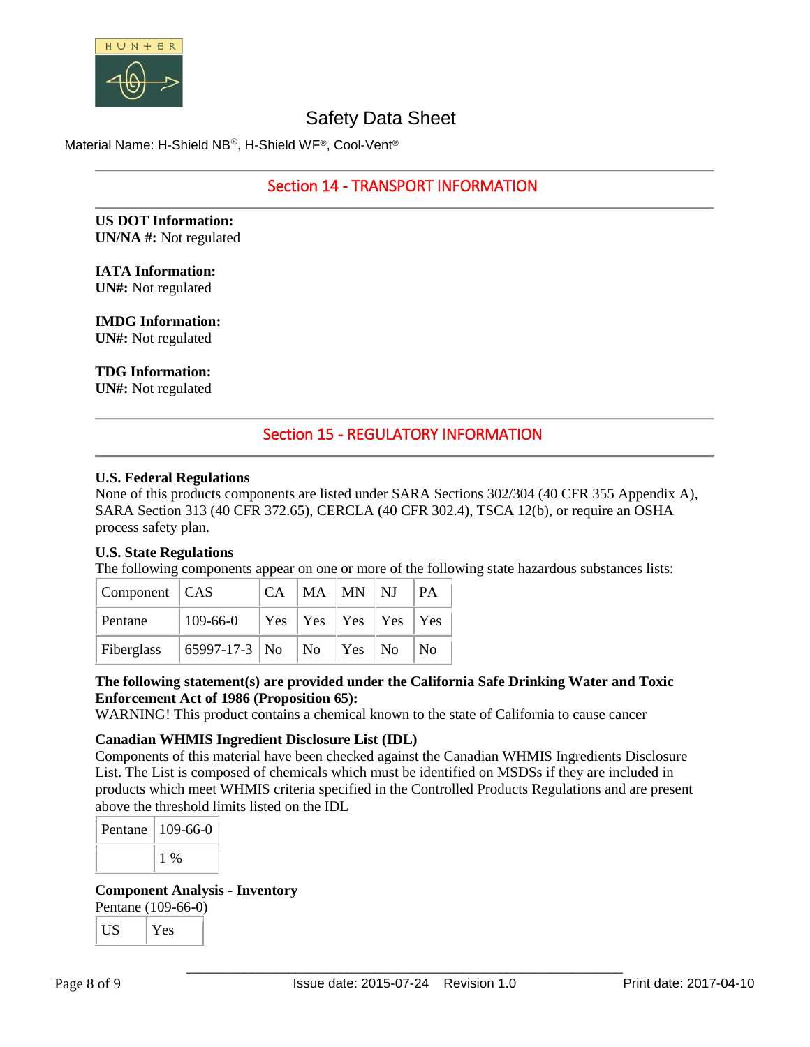## Section 14 - TRANSPORT INFORMATION

**US DOT Information:**
**UN/NA #:** Not regulated

**IATA Information:**
**UN#:** Not regulated

**IMDG Information:**
**UN#:** Not regulated

**TDG Information:**
**UN#:** Not regulated

## Section 15 - REGULATORY INFORMATION

**U.S. Federal Regulations**
None of this products components are listed under SARA Sections 302/304 (40 CFR 355 Appendix A), SARA Section 313 (40 CFR 372.65), CERCLA (40 CFR 302.4), TSCA 12(b), or require an OSHA process safety plan.

**U.S. State Regulations**
The following components appear on one or more of the following state hazardous substances lists:

| Component | CAS | CA | MA | MN | NJ | PA |
|---|---|---|---|---|---|---|
| Pentane | 109-66-0 | Yes | Yes | Yes | Yes | Yes |
| Fiberglass | 65997-17-3 | No | No | Yes | No | No |

**The following statement(s) are provided under the California Safe Drinking Water and Toxic Enforcement Act of 1986 (Proposition 65):**
WARNING! This product contains a chemical known to the state of California to cause cancer

**Canadian WHMIS Ingredient Disclosure List (IDL)**
Components of this material have been checked against the Canadian WHMIS Ingredients Disclosure List. The List is composed of chemicals which must be identified on MSDSs if they are included in products which meet WHMIS criteria specified in the Controlled Products Regulations and are present above the threshold limits listed on the IDL

| Pentane | 109-66-0 |
|---|---|
| | 1 % |

**Component Analysis - Inventory**
Pentane (109-66-0)

| US | Yes |
|---|---|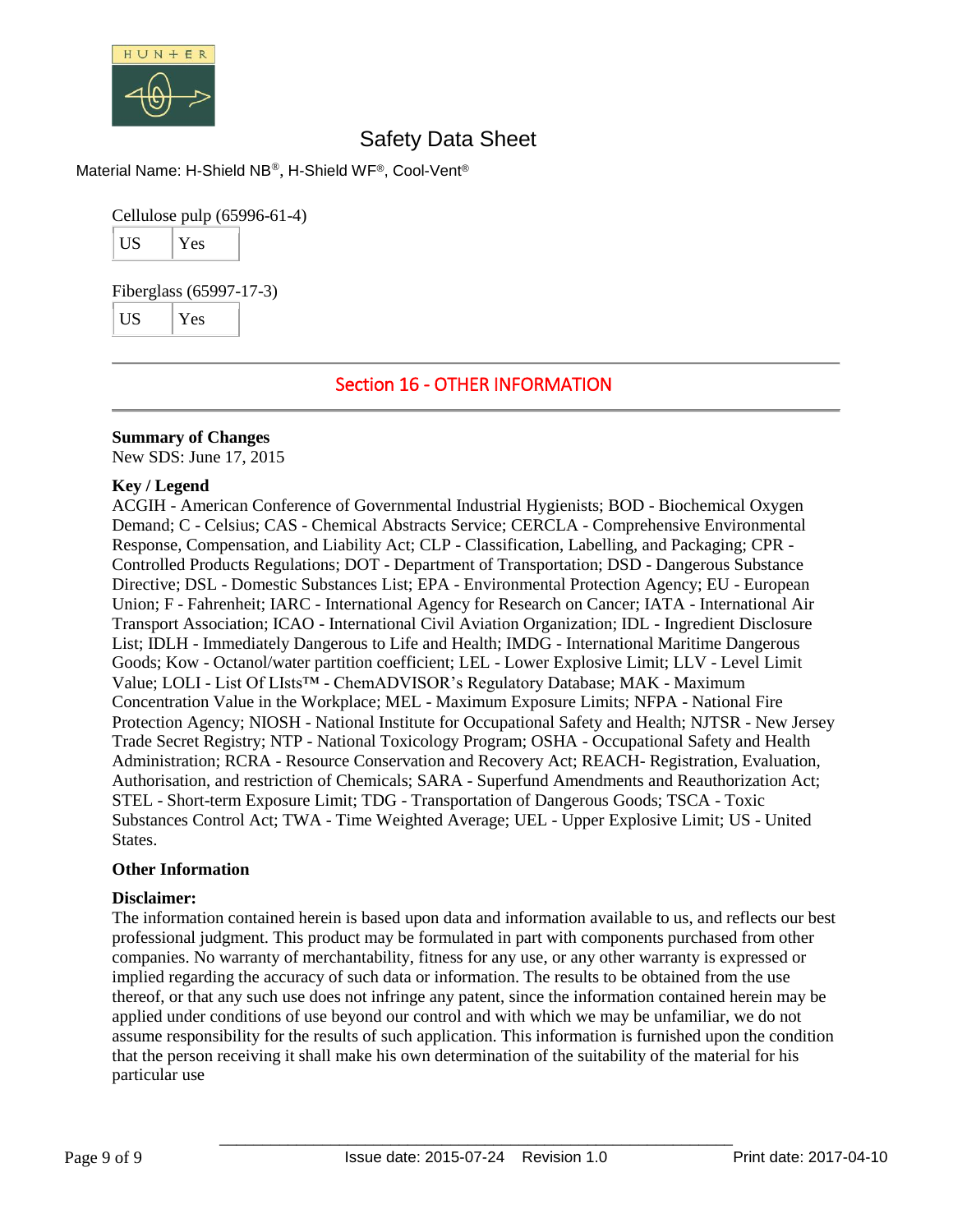Cellulose pulp (65996-61-4)

| | |
|---|---|
| US | Yes |

Fiberglass (65997-17-3)

| | |
|---|---|
| US | Yes |

## Section 16 - OTHER INFORMATION

**Summary of Changes**
New SDS: June 17, 2015

**Key / Legend**
ACGIH - American Conference of Governmental Industrial Hygienists; BOD - Biochemical Oxygen Demand; C - Celsius; CAS - Chemical Abstracts Service; CERCLA - Comprehensive Environmental Response, Compensation, and Liability Act; CLP - Classification, Labelling, and Packaging; CPR - Controlled Products Regulations; DOT - Department of Transportation; DSD - Dangerous Substance Directive; DSL - Domestic Substances List; EPA - Environmental Protection Agency; EU - European Union; F - Fahrenheit; IARC - International Agency for Research on Cancer; IATA - International Air Transport Association; ICAO - International Civil Aviation Organization; IDL - Ingredient Disclosure List; IDLH - Immediately Dangerous to Life and Health; IMDG - International Maritime Dangerous Goods; Kow - Octanol/water partition coefficient; LEL - Lower Explosive Limit; LLV - Level Limit Value; LOLI - List Of LIsts™ - ChemADVISOR's Regulatory Database; MAK - Maximum Concentration Value in the Workplace; MEL - Maximum Exposure Limits; NFPA - National Fire Protection Agency; NIOSH - National Institute for Occupational Safety and Health; NJTSR - New Jersey Trade Secret Registry; NTP - National Toxicology Program; OSHA - Occupational Safety and Health Administration; RCRA - Resource Conservation and Recovery Act; REACH- Registration, Evaluation, Authorisation, and restriction of Chemicals; SARA - Superfund Amendments and Reauthorization Act; STEL - Short-term Exposure Limit; TDG - Transportation of Dangerous Goods; TSCA - Toxic Substances Control Act; TWA - Time Weighted Average; UEL - Upper Explosive Limit; US - United States.

**Other Information**

**Disclaimer:**
The information contained herein is based upon data and information available to us, and reflects our best professional judgment. This product may be formulated in part with components purchased from other companies. No warranty of merchantability, fitness for any use, or any other warranty is expressed or implied regarding the accuracy of such data or information. The results to be obtained from the use thereof, or that any such use does not infringe any patent, since the information contained herein may be applied under conditions of use beyond our control and with which we may be unfamiliar, we do not assume responsibility for the results of such application. This information is furnished upon the condition that the person receiving it shall make his own determination of the suitability of the material for his particular use